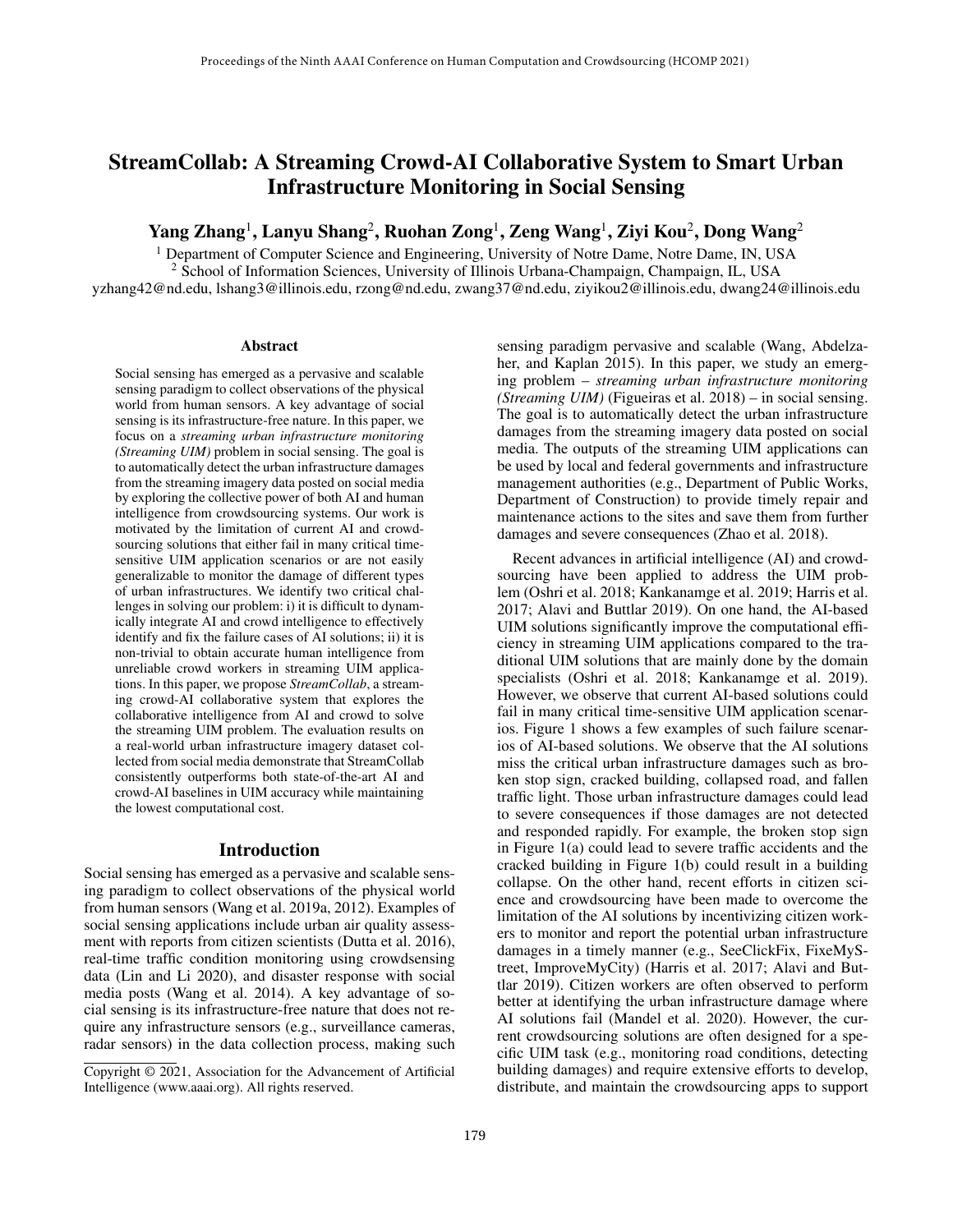# StreamCollab: A Streaming Crowd-AI Collaborative System to Smart Urban Infrastructure Monitoring in Social Sensing

**Yang Zhang**[1], **Lanyu Shang**[2], **Ruohan Zong**[1], **Zeng Wang**[1], **Ziyi Kou**[2], **Dong Wang**[2]

[1] Department of Computer Science and Engineering, University of Notre Dame, Notre Dame, IN, USA
[2] School of Information Sciences, University of Illinois Urbana-Champaign, Champaign, IL, USA
yzhang42@nd.edu, lshang3@illinois.edu, rzong@nd.edu, zwang37@nd.edu, ziyikou2@illinois.edu, dwang24@illinois.edu

## Abstract

Social sensing has emerged as a pervasive and scalable sensing paradigm to collect observations of the physical world from human sensors. A key advantage of social sensing is its infrastructure-free nature. In this paper, we focus on a *streaming urban infrastructure monitoring (Streaming UIM)* problem in social sensing. The goal is to automatically detect the urban infrastructure damages from the streaming imagery data posted on social media by exploring the collective power of both AI and human intelligence from crowdsourcing systems. Our work is motivated by the limitation of current AI and crowdsourcing solutions that either fail in many critical time-sensitive UIM application scenarios or are not easily generalizable to monitor the damage of different types of urban infrastructures. We identify two critical challenges in solving our problem: i) it is difficult to dynamically integrate AI and crowd intelligence to effectively identify and fix the failure cases of AI solutions; ii) it is non-trivial to obtain accurate human intelligence from unreliable crowd workers in streaming UIM applications. In this paper, we propose *StreamCollab*, a streaming crowd-AI collaborative system that explores the collaborative intelligence from AI and crowd to solve the streaming UIM problem. The evaluation results on a real-world urban infrastructure imagery dataset collected from social media demonstrate that StreamCollab consistently outperforms both state-of-the-art AI and crowd-AI baselines in UIM accuracy while maintaining the lowest computational cost.

## Introduction

Social sensing has emerged as a pervasive and scalable sensing paradigm to collect observations of the physical world from human sensors (Wang et al. 2019a, 2012). Examples of social sensing applications include urban air quality assessment with reports from citizen scientists (Dutta et al. 2016), real-time traffic condition monitoring using crowdsensing data (Lin and Li 2020), and disaster response with social media posts (Wang et al. 2014). A key advantage of social sensing is its infrastructure-free nature that does not require any infrastructure sensors (e.g., surveillance cameras, radar sensors) in the data collection process, making such sensing paradigm pervasive and scalable (Wang, Abdelzaher, and Kaplan 2015). In this paper, we study an emerging problem – *streaming urban infrastructure monitoring (Streaming UIM)* (Figueiras et al. 2018) – in social sensing. The goal is to automatically detect the urban infrastructure damages from the streaming imagery data posted on social media. The outputs of the streaming UIM applications can be used by local and federal governments and infrastructure management authorities (e.g., Department of Public Works, Department of Construction) to provide timely repair and maintenance actions to the sites and save them from further damages and severe consequences (Zhao et al. 2018).

Recent advances in artificial intelligence (AI) and crowdsourcing have been applied to address the UIM problem (Oshri et al. 2018; Kankanamge et al. 2019; Harris et al. 2017; Alavi and Buttlar 2019). On one hand, the AI-based UIM solutions significantly improve the computational efficiency in streaming UIM applications compared to the traditional UIM solutions that are mainly done by the domain specialists (Oshri et al. 2018; Kankanamge et al. 2019). However, we observe that current AI-based solutions could fail in many critical time-sensitive UIM application scenarios. Figure 1 shows a few examples of such failure scenarios of AI-based solutions. We observe that the AI solutions miss the critical urban infrastructure damages such as broken stop sign, cracked building, collapsed road, and fallen traffic light. Those urban infrastructure damages could lead to severe consequences if those damages are not detected and responded rapidly. For example, the broken stop sign in Figure 1(a) could lead to severe traffic accidents and the cracked building in Figure 1(b) could result in a building collapse. On the other hand, recent efforts in citizen science and crowdsourcing have been made to overcome the limitation of the AI solutions by incentivizing citizen workers to monitor and report the potential urban infrastructure damages in a timely manner (e.g., SeeClickFix, FixeMyStreet, ImproveMyCity) (Harris et al. 2017; Alavi and Buttlar 2019). Citizen workers are often observed to perform better at identifying the urban infrastructure damage where AI solutions fail (Mandel et al. 2020). However, the current crowdsourcing solutions are often designed for a specific UIM task (e.g., monitoring road conditions, detecting building damages) and require extensive efforts to develop, distribute, and maintain the crowdsourcing apps to support

Copyright © 2021, Association for the Advancement of Artificial Intelligence (www.aaai.org). All rights reserved.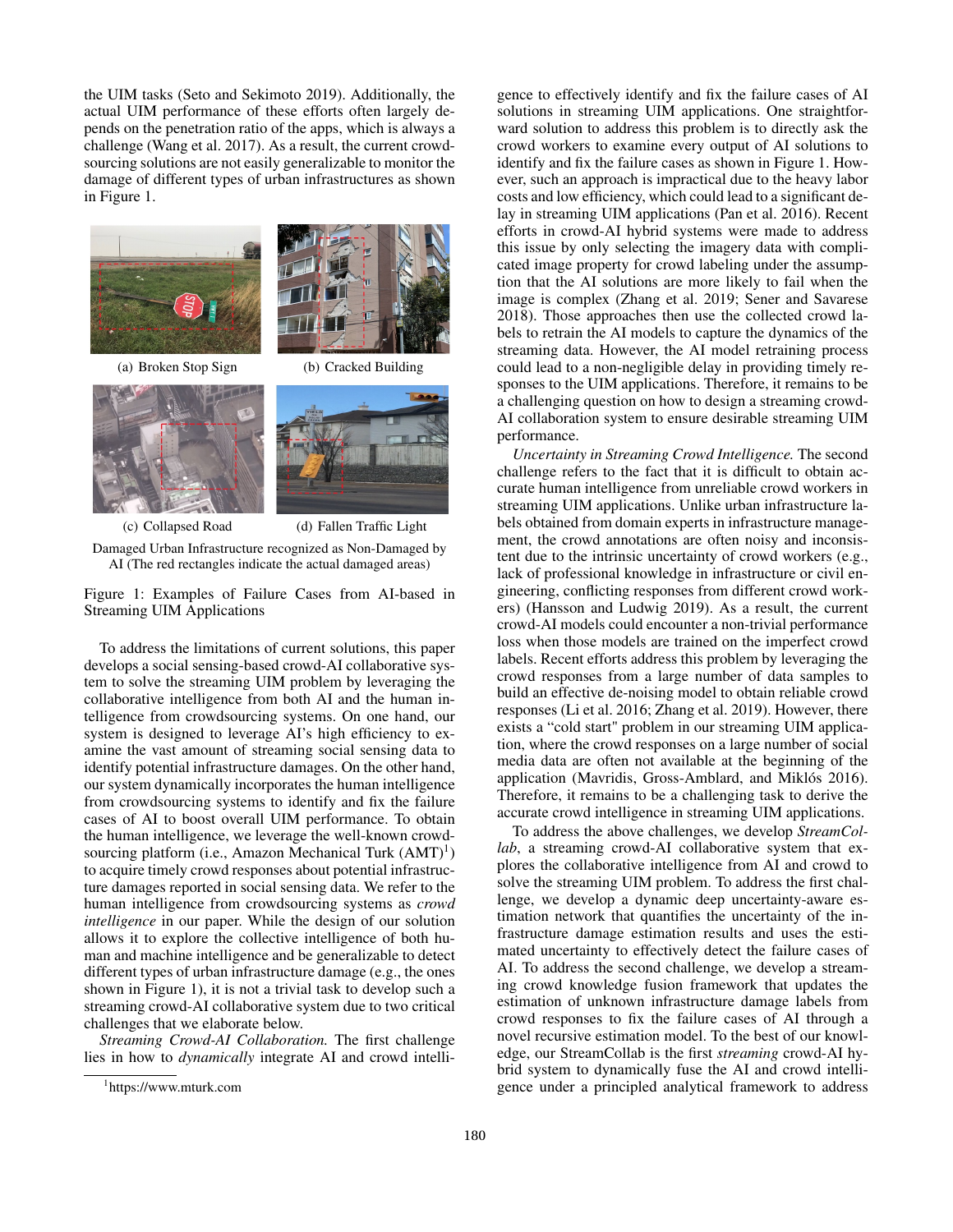the UIM tasks (Seto and Sekimoto 2019). Additionally, the actual UIM performance of these efforts often largely depends on the penetration ratio of the apps, which is always a challenge (Wang et al. 2017). As a result, the current crowdsourcing solutions are not easily generalizable to monitor the damage of different types of urban infrastructures as shown in Figure 1.

(a) Broken Stop Sign

(b) Cracked Building

(c) Collapsed Road

(d) Fallen Traffic Light

Damaged Urban Infrastructure recognized as Non-Damaged by AI (The red rectangles indicate the actual damaged areas)

Figure 1: Examples of Failure Cases from AI-based in Streaming UIM Applications

To address the limitations of current solutions, this paper develops a social sensing-based crowd-AI collaborative system to solve the streaming UIM problem by leveraging the collaborative intelligence from both AI and the human intelligence from crowdsourcing systems. On one hand, our system is designed to leverage AI's high efficiency to examine the vast amount of streaming social sensing data to identify potential infrastructure damages. On the other hand, our system dynamically incorporates the human intelligence from crowdsourcing systems to identify and fix the failure cases of AI to boost overall UIM performance. To obtain the human intelligence, we leverage the well-known crowdsourcing platform (i.e., Amazon Mechanical Turk (AMT)[1]) to acquire timely crowd responses about potential infrastructure damages reported in social sensing data. We refer to the human intelligence from crowdsourcing systems as *crowd intelligence* in our paper. While the design of our solution allows it to explore the collective intelligence of both human and machine intelligence and be generalizable to detect different types of urban infrastructure damage (e.g., the ones shown in Figure 1), it is not a trivial task to develop such a streaming crowd-AI collaborative system due to two critical challenges that we elaborate below.

*Streaming Crowd-AI Collaboration.* The first challenge lies in how to *dynamically* integrate AI and crowd intelligence to effectively identify and fix the failure cases of AI solutions in streaming UIM applications. One straightforward solution to address this problem is to directly ask the crowd workers to examine every output of AI solutions to identify and fix the failure cases as shown in Figure 1. However, such an approach is impractical due to the heavy labor costs and low efficiency, which could lead to a significant delay in streaming UIM applications (Pan et al. 2016). Recent efforts in crowd-AI hybrid systems were made to address this issue by only selecting the imagery data with complicated image property for crowd labeling under the assumption that the AI solutions are more likely to fail when the image is complex (Zhang et al. 2019; Sener and Savarese 2018). Those approaches then use the collected crowd labels to retrain the AI models to capture the dynamics of the streaming data. However, the AI model retraining process could lead to a non-negligible delay in providing timely responses to the UIM applications. Therefore, it remains to be a challenging question on how to design a streaming crowd-AI collaboration system to ensure desirable streaming UIM performance.

*Uncertainty in Streaming Crowd Intelligence.* The second challenge refers to the fact that it is difficult to obtain accurate human intelligence from unreliable crowd workers in streaming UIM applications. Unlike urban infrastructure labels obtained from domain experts in infrastructure management, the crowd annotations are often noisy and inconsistent due to the intrinsic uncertainty of crowd workers (e.g., lack of professional knowledge in infrastructure or civil engineering, conflicting responses from different crowd workers) (Hansson and Ludwig 2019). As a result, the current crowd-AI models could encounter a non-trivial performance loss when those models are trained on the imperfect crowd labels. Recent efforts address this problem by leveraging the crowd responses from a large number of data samples to build an effective de-noising model to obtain reliable crowd responses (Li et al. 2016; Zhang et al. 2019). However, there exists a "cold start" problem in our streaming UIM application, where the crowd responses on a large number of social media data are often not available at the beginning of the application (Mavridis, Gross-Amblard, and Miklós 2016). Therefore, it remains to be a challenging task to derive the accurate crowd intelligence in streaming UIM applications.

To address the above challenges, we develop *StreamCollab*, a streaming crowd-AI collaborative system that explores the collaborative intelligence from AI and crowd to solve the streaming UIM problem. To address the first challenge, we develop a dynamic deep uncertainty-aware estimation network that quantifies the uncertainty of the infrastructure damage estimation results and uses the estimated uncertainty to effectively detect the failure cases of AI. To address the second challenge, we develop a streaming crowd knowledge fusion framework that updates the estimation of unknown infrastructure damage labels from crowd responses to fix the failure cases of AI through a novel recursive estimation model. To the best of our knowledge, our StreamCollab is the first *streaming* crowd-AI hybrid system to dynamically fuse the AI and crowd intelligence under a principled analytical framework to address

[1]https://www.mturk.com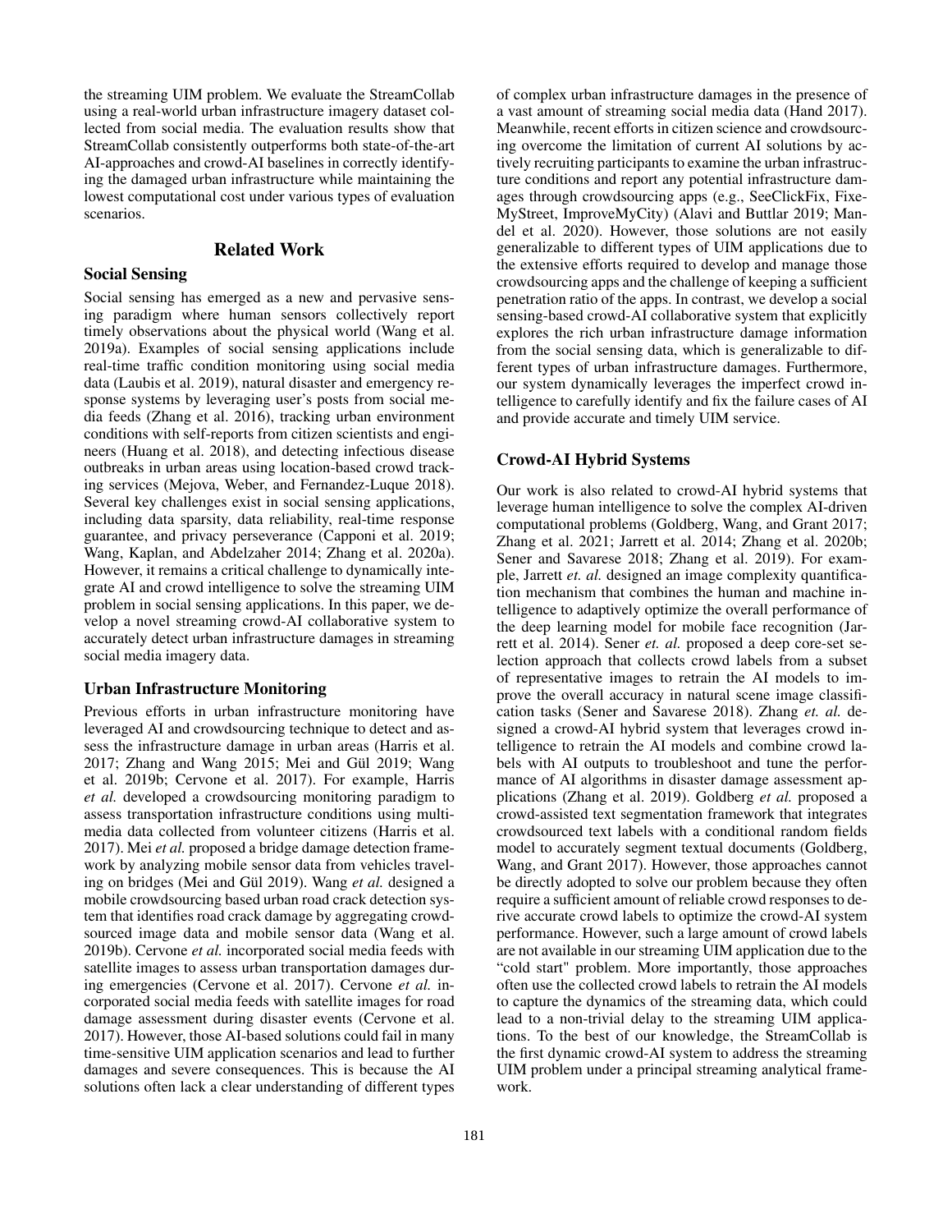the streaming UIM problem. We evaluate the StreamCollab using a real-world urban infrastructure imagery dataset collected from social media. The evaluation results show that StreamCollab consistently outperforms both state-of-the-art AI-approaches and crowd-AI baselines in correctly identifying the damaged urban infrastructure while maintaining the lowest computational cost under various types of evaluation scenarios.

## Related Work

### Social Sensing

Social sensing has emerged as a new and pervasive sensing paradigm where human sensors collectively report timely observations about the physical world (Wang et al. 2019a). Examples of social sensing applications include real-time traffic condition monitoring using social media data (Laubis et al. 2019), natural disaster and emergency response systems by leveraging user's posts from social media feeds (Zhang et al. 2016), tracking urban environment conditions with self-reports from citizen scientists and engineers (Huang et al. 2018), and detecting infectious disease outbreaks in urban areas using location-based crowd tracking services (Mejova, Weber, and Fernandez-Luque 2018). Several key challenges exist in social sensing applications, including data sparsity, data reliability, real-time response guarantee, and privacy perseverance (Capponi et al. 2019; Wang, Kaplan, and Abdelzaher 2014; Zhang et al. 2020a). However, it remains a critical challenge to dynamically integrate AI and crowd intelligence to solve the streaming UIM problem in social sensing applications. In this paper, we develop a novel streaming crowd-AI collaborative system to accurately detect urban infrastructure damages in streaming social media imagery data.

### Urban Infrastructure Monitoring

Previous efforts in urban infrastructure monitoring have leveraged AI and crowdsourcing technique to detect and assess the infrastructure damage in urban areas (Harris et al. 2017; Zhang and Wang 2015; Mei and Gül 2019; Wang et al. 2019b; Cervone et al. 2017). For example, Harris *et al.* developed a crowdsourcing monitoring paradigm to assess transportation infrastructure conditions using multimedia data collected from volunteer citizens (Harris et al. 2017). Mei *et al.* proposed a bridge damage detection framework by analyzing mobile sensor data from vehicles traveling on bridges (Mei and Gül 2019). Wang *et al.* designed a mobile crowdsourcing based urban road crack detection system that identifies road crack damage by aggregating crowdsourced image data and mobile sensor data (Wang et al. 2019b). Cervone *et al.* incorporated social media feeds with satellite images to assess urban transportation damages during emergencies (Cervone et al. 2017). Cervone *et al.* incorporated social media feeds with satellite images for road damage assessment during disaster events (Cervone et al. 2017). However, those AI-based solutions could fail in many time-sensitive UIM application scenarios and lead to further damages and severe consequences. This is because the AI solutions often lack a clear understanding of different types of complex urban infrastructure damages in the presence of a vast amount of streaming social media data (Hand 2017). Meanwhile, recent efforts in citizen science and crowdsourcing overcome the limitation of current AI solutions by actively recruiting participants to examine the urban infrastructure conditions and report any potential infrastructure damages through crowdsourcing apps (e.g., SeeClickFix, FixeMyStreet, ImproveMyCity) (Alavi and Buttlar 2019; Mandel et al. 2020). However, those solutions are not easily generalizable to different types of UIM applications due to the extensive efforts required to develop and manage those crowdsourcing apps and the challenge of keeping a sufficient penetration ratio of the apps. In contrast, we develop a social sensing-based crowd-AI collaborative system that explicitly explores the rich urban infrastructure damage information from the social sensing data, which is generalizable to different types of urban infrastructure damages. Furthermore, our system dynamically leverages the imperfect crowd intelligence to carefully identify and fix the failure cases of AI and provide accurate and timely UIM service.

### Crowd-AI Hybrid Systems

Our work is also related to crowd-AI hybrid systems that leverage human intelligence to solve the complex AI-driven computational problems (Goldberg, Wang, and Grant 2017; Zhang et al. 2021; Jarrett et al. 2014; Zhang et al. 2020b; Sener and Savarese 2018; Zhang et al. 2019). For example, Jarrett *et. al.* designed an image complexity quantification mechanism that combines the human and machine intelligence to adaptively optimize the overall performance of the deep learning model for mobile face recognition (Jarrett et al. 2014). Sener *et. al.* proposed a deep core-set selection approach that collects crowd labels from a subset of representative images to retrain the AI models to improve the overall accuracy in natural scene image classification tasks (Sener and Savarese 2018). Zhang *et. al.* designed a crowd-AI hybrid system that leverages crowd intelligence to retrain the AI models and combine crowd labels with AI outputs to troubleshoot and tune the performance of AI algorithms in disaster damage assessment applications (Zhang et al. 2019). Goldberg *et al.* proposed a crowd-assisted text segmentation framework that integrates crowdsourced text labels with a conditional random fields model to accurately segment textual documents (Goldberg, Wang, and Grant 2017). However, those approaches cannot be directly adopted to solve our problem because they often require a sufficient amount of reliable crowd responses to derive accurate crowd labels to optimize the crowd-AI system performance. However, such a large amount of crowd labels are not available in our streaming UIM application due to the "cold start" problem. More importantly, those approaches often use the collected crowd labels to retrain the AI models to capture the dynamics of the streaming data, which could lead to a non-trivial delay to the streaming UIM applications. To the best of our knowledge, the StreamCollab is the first dynamic crowd-AI system to address the streaming UIM problem under a principal streaming analytical framework.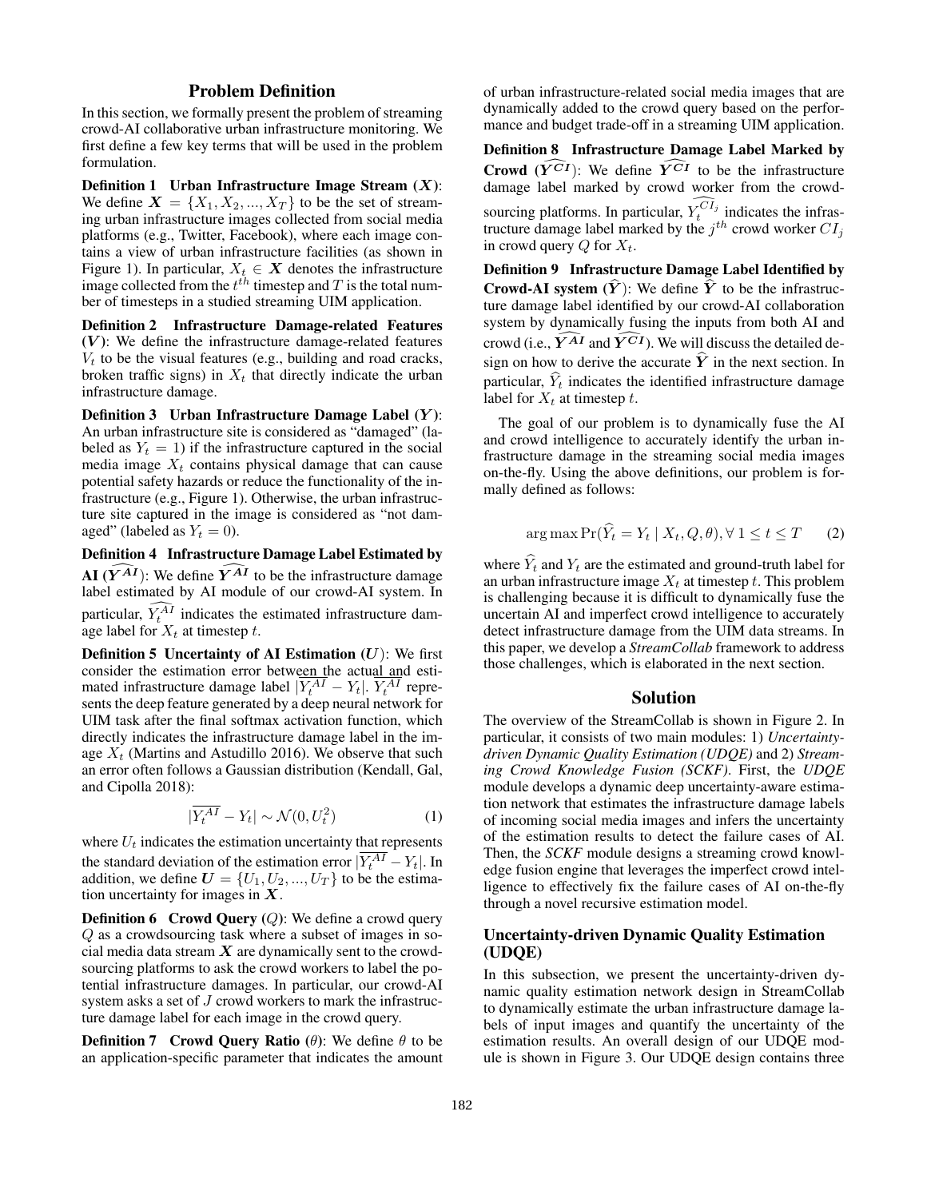## Problem Definition

In this section, we formally present the problem of streaming crowd-AI collaborative urban infrastructure monitoring. We first define a few key terms that will be used in the problem formulation.

**Definition 1 Urban Infrastructure Image Stream ($\boldsymbol{X}$)**: We define $\boldsymbol{X} = \{X_1, X_2, ..., X_T\}$ to be the set of streaming urban infrastructure images collected from social media platforms (e.g., Twitter, Facebook), where each image contains a view of urban infrastructure facilities (as shown in Figure 1). In particular, $X_t \in \boldsymbol{X}$ denotes the infrastructure image collected from the $t^{th}$ timestep and $T$ is the total number of timesteps in a studied streaming UIM application.

**Definition 2 Infrastructure Damage-related Features ($\boldsymbol{V}$)**: We define the infrastructure damage-related features $V_t$ to be the visual features (e.g., building and road cracks, broken traffic signs) in $X_t$ that directly indicate the urban infrastructure damage.

**Definition 3 Urban Infrastructure Damage Label ($\boldsymbol{Y}$)**: An urban infrastructure site is considered as "damaged" (labeled as $Y_t = 1$) if the infrastructure captured in the social media image $X_t$ contains physical damage that can cause potential safety hazards or reduce the functionality of the infrastructure (e.g., Figure 1). Otherwise, the urban infrastructure site captured in the image is considered as "not damaged" (labeled as $Y_t = 0$).

**Definition 4 Infrastructure Damage Label Estimated by AI ($\widehat{\boldsymbol{Y^{AI}}}$)**: We define $\widehat{\boldsymbol{Y^{AI}}}$ to be the infrastructure damage label estimated by AI module of our crowd-AI system. In particular, $\widehat{Y_t^{AI}}$ indicates the estimated infrastructure damage label for $X_t$ at timestep $t$.

**Definition 5 Uncertainty of AI Estimation ($\boldsymbol{U}$)**: We first consider the estimation error between the actual and estimated infrastructure damage label $|\overline{Y_t^{AI}} - Y_t|$. $\overline{Y_t^{AI}}$ represents the deep feature generated by a deep neural network for UIM task after the final softmax activation function, which directly indicates the infrastructure damage label in the image $X_t$ (Martins and Astudillo 2016). We observe that such an error often follows a Gaussian distribution (Kendall, Gal, and Cipolla 2018):

$$|\overline{Y_t^{AI}} - Y_t| \sim \mathcal{N}(0, U_t^2) \tag{1}$$

where $U_t$ indicates the estimation uncertainty that represents the standard deviation of the estimation error $|\overline{Y_t^{AI}} - Y_t|$. In addition, we define $\boldsymbol{U} = \{U_1, U_2, ..., U_T\}$ to be the estimation uncertainty for images in $\boldsymbol{X}$.

**Definition 6 Crowd Query ($Q$)**: We define a crowd query $Q$ as a crowdsourcing task where a subset of images in social media data stream $\boldsymbol{X}$ are dynamically sent to the crowdsourcing platforms to ask the crowd workers to label the potential infrastructure damages. In particular, our crowd-AI system asks a set of $J$ crowd workers to mark the infrastructure damage label for each image in the crowd query.

**Definition 7 Crowd Query Ratio ($\theta$)**: We define $\theta$ to be an application-specific parameter that indicates the amount of urban infrastructure-related social media images that are dynamically added to the crowd query based on the performance and budget trade-off in a streaming UIM application.

**Definition 8 Infrastructure Damage Label Marked by Crowd ($\widehat{\boldsymbol{Y^{CI}}}$)**: We define $\widehat{\boldsymbol{Y^{CI}}}$ to be the infrastructure damage label marked by crowd worker from the crowdsourcing platforms. In particular, $\widehat{Y_t^{CI_j}}$ indicates the infrastructure damage label marked by the $j^{th}$ crowd worker $CI_j$ in crowd query $Q$ for $X_t$.

**Definition 9 Infrastructure Damage Label Identified by Crowd-AI system ($\widehat{\boldsymbol{Y}}$)**: We define $\widehat{\boldsymbol{Y}}$ to be the infrastructure damage label identified by our crowd-AI collaboration system by dynamically fusing the inputs from both AI and crowd (i.e., $\widehat{\boldsymbol{Y^{AI}}}$ and $\widehat{\boldsymbol{Y^{CI}}}$). We will discuss the detailed design on how to derive the accurate $\widehat{\boldsymbol{Y}}$ in the next section. In particular, $\widehat{Y}_t$ indicates the identified infrastructure damage label for $X_t$ at timestep $t$.

The goal of our problem is to dynamically fuse the AI and crowd intelligence to accurately identify the urban infrastructure damage in the streaming social media images on-the-fly. Using the above definitions, our problem is formally defined as follows:

$$\arg\max \Pr(\widehat{Y}_t = Y_t \mid X_t, Q, \theta), \forall\, 1 \leq t \leq T \tag{2}$$

where $\widehat{Y}_t$ and $Y_t$ are the estimated and ground-truth label for an urban infrastructure image $X_t$ at timestep $t$. This problem is challenging because it is difficult to dynamically fuse the uncertain AI and imperfect crowd intelligence to accurately detect infrastructure damage from the UIM data streams. In this paper, we develop a *StreamCollab* framework to address those challenges, which is elaborated in the next section.

## Solution

The overview of the StreamCollab is shown in Figure 2. In particular, it consists of two main modules: 1) *Uncertainty-driven Dynamic Quality Estimation (UDQE)* and 2) *Streaming Crowd Knowledge Fusion (SCKF)*. First, the *UDQE* module develops a dynamic deep uncertainty-aware estimation network that estimates the infrastructure damage labels of incoming social media images and infers the uncertainty of the estimation results to detect the failure cases of AI. Then, the *SCKF* module designs a streaming crowd knowledge fusion engine that leverages the imperfect crowd intelligence to effectively fix the failure cases of AI on-the-fly through a novel recursive estimation model.

### Uncertainty-driven Dynamic Quality Estimation (UDQE)

In this subsection, we present the uncertainty-driven dynamic quality estimation network design in StreamCollab to dynamically estimate the urban infrastructure damage labels of input images and quantify the uncertainty of the estimation results. An overall design of our UDQE module is shown in Figure 3. Our UDQE design contains three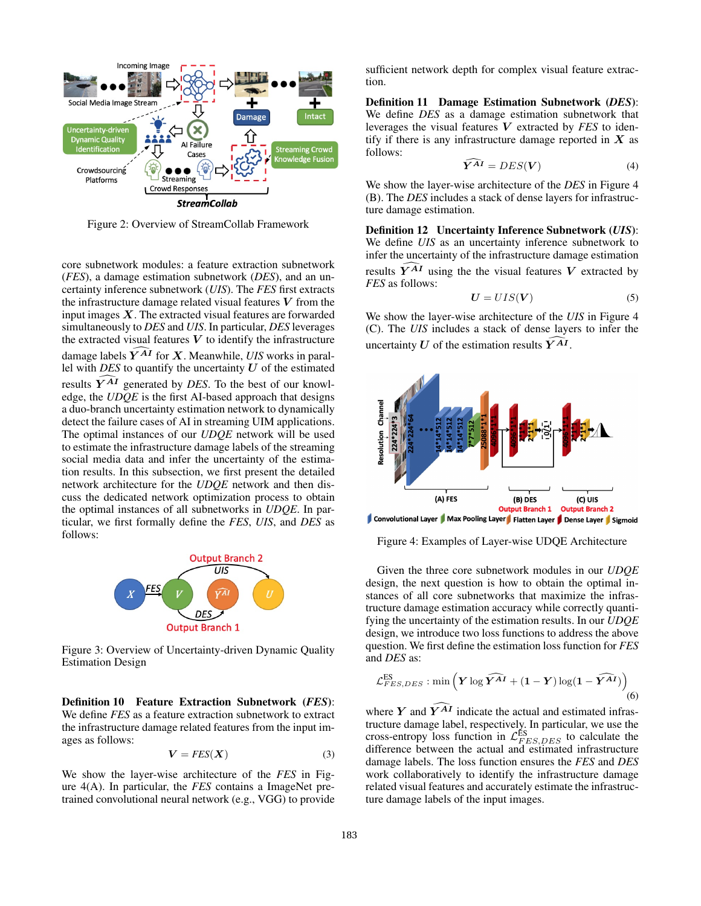Figure 2: Overview of StreamCollab Framework

core subnetwork modules: a feature extraction subnetwork (*FES*), a damage estimation subnetwork (*DES*), and an uncertainty inference subnetwork (*UIS*). The *FES* first extracts the infrastructure damage related visual features $\boldsymbol{V}$ from the input images $\boldsymbol{X}$. The extracted visual features are forwarded simultaneously to *DES* and *UIS*. In particular, *DES* leverages the extracted visual features $\boldsymbol{V}$ to identify the infrastructure damage labels $\widehat{\boldsymbol{Y}^{AI}}$ for $\boldsymbol{X}$. Meanwhile, *UIS* works in parallel with *DES* to quantify the uncertainty $\boldsymbol{U}$ of the estimated results $\widehat{\boldsymbol{Y}^{AI}}$ generated by *DES*. To the best of our knowledge, the *UDQE* is the first AI-based approach that designs a duo-branch uncertainty estimation network to dynamically detect the failure cases of AI in streaming UIM applications. The optimal instances of our *UDQE* network will be used to estimate the infrastructure damage labels of the streaming social media data and infer the uncertainty of the estimation results. In this subsection, we first present the detailed network architecture for the *UDQE* network and then discuss the dedicated network optimization process to obtain the optimal instances of all subnetworks in *UDQE*. In particular, we first formally define the *FES*, *UIS*, and *DES* as follows:

Figure 3: Overview of Uncertainty-driven Dynamic Quality Estimation Design

**Definition 10 Feature Extraction Subnetwork (*FES*)**: We define *FES* as a feature extraction subnetwork to extract the infrastructure damage related features from the input images as follows:

$$\boldsymbol{V} = FES(\boldsymbol{X}) \tag{3}$$

We show the layer-wise architecture of the *FES* in Figure 4(A). In particular, the *FES* contains a ImageNet pre-trained convolutional neural network (e.g., VGG) to provide sufficient network depth for complex visual feature extraction.

**Definition 11 Damage Estimation Subnetwork (*DES*)**: We define *DES* as a damage estimation subnetwork that leverages the visual features $\boldsymbol{V}$ extracted by *FES* to identify if there is any infrastructure damage reported in $\boldsymbol{X}$ as follows:

$$\widehat{\boldsymbol{Y}^{AI}} = DES(\boldsymbol{V}) \tag{4}$$

We show the layer-wise architecture of the *DES* in Figure 4 (B). The *DES* includes a stack of dense layers for infrastructure damage estimation.

**Definition 12 Uncertainty Inference Subnetwork (*UIS*)**: We define *UIS* as an uncertainty inference subnetwork to infer the uncertainty of the infrastructure damage estimation results $\widehat{\boldsymbol{Y}^{AI}}$ using the the visual features $\boldsymbol{V}$ extracted by *FES* as follows:

$$\boldsymbol{U} = UIS(\boldsymbol{V}) \tag{5}$$

We show the layer-wise architecture of the *UIS* in Figure 4 (C). The *UIS* includes a stack of dense layers to infer the uncertainty $\boldsymbol{U}$ of the estimation results $\widehat{\boldsymbol{Y}^{AI}}$.

Figure 4: Examples of Layer-wise UDQE Architecture

Given the three core subnetwork modules in our *UDQE* design, the next question is how to obtain the optimal instances of all core subnetworks that maximize the infrastructure damage estimation accuracy while correctly quantifying the uncertainty of the estimation results. In our *UDQE* design, we introduce two loss functions to address the above question. We first define the estimation loss function for *FES* and *DES* as:

$$\mathcal{L}_{FES,DES}^{\text{ES}} : \min \left( \boldsymbol{Y} \log \widehat{\boldsymbol{Y}^{AI}} + (\boldsymbol{1} - \boldsymbol{Y}) \log(\boldsymbol{1} - \widehat{\boldsymbol{Y}^{AI}}) \right) \tag{6}$$

where $\boldsymbol{Y}$ and $\widehat{\boldsymbol{Y}^{AI}}$ indicate the actual and estimated infrastructure damage label, respectively. In particular, we use the cross-entropy loss function in $\mathcal{L}_{FES,DES}^{\text{ES}}$ to calculate the difference between the actual and estimated infrastructure damage labels. The loss function ensures the *FES* and *DES* work collaboratively to identify the infrastructure damage related visual features and accurately estimate the infrastructure damage labels of the input images.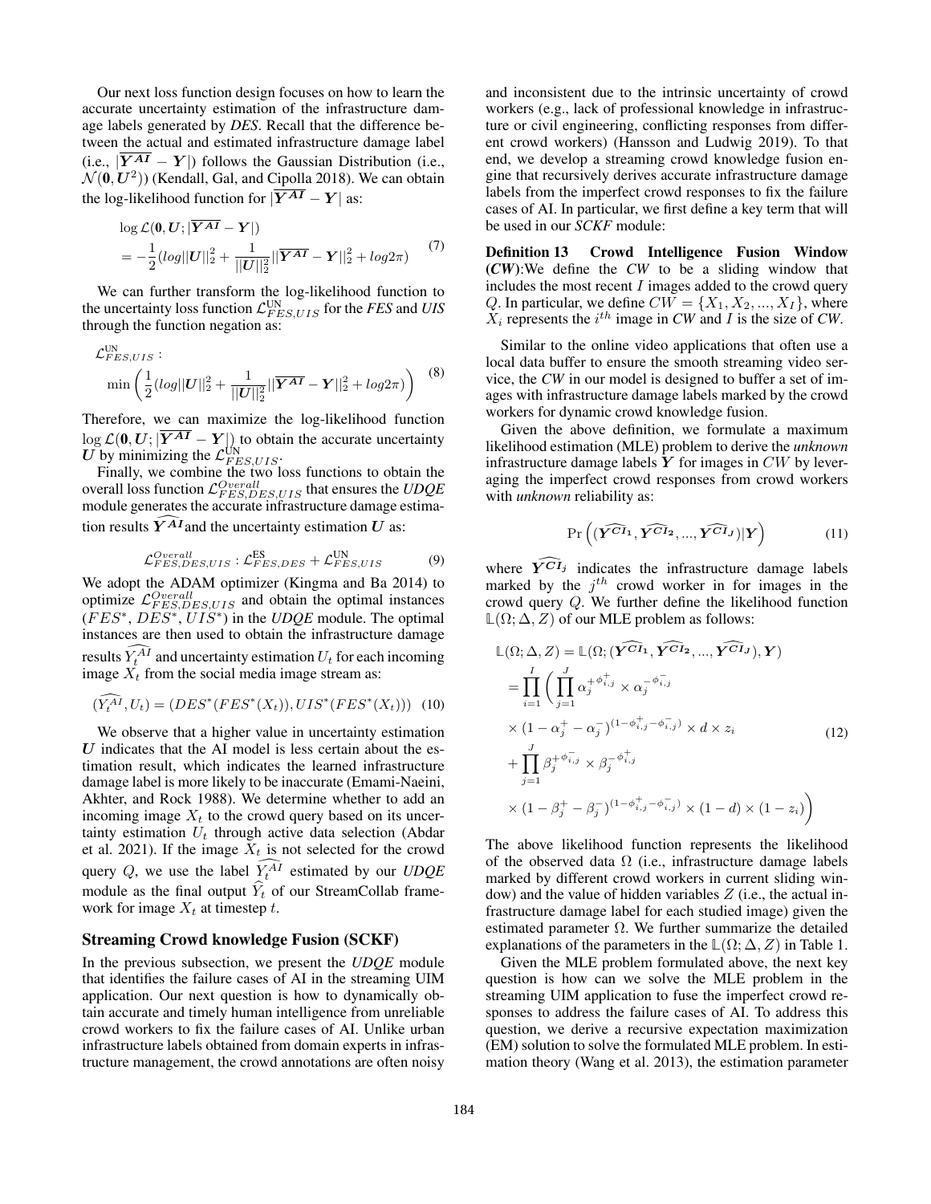Our next loss function design focuses on how to learn the accurate uncertainty estimation of the infrastructure damage labels generated by *DES*. Recall that the difference between the actual and estimated infrastructure damage label (i.e., $|\overline{\boldsymbol{Y^{AI}}} - \boldsymbol{Y}|$) follows the Gaussian Distribution (i.e., $\mathcal{N}(\boldsymbol{0}, \boldsymbol{U}^2)$) (Kendall, Gal, and Cipolla 2018). We can obtain the log-likelihood function for $|\overline{\boldsymbol{Y^{AI}}} - \boldsymbol{Y}|$ as:

$$
\begin{aligned}
&\log \mathcal{L}(\boldsymbol{0}, \boldsymbol{U}; |\overline{\boldsymbol{Y^{AI}}} - \boldsymbol{Y}|) \\
&= -\frac{1}{2}(log||\boldsymbol{U}||_2^2 + \frac{1}{||\boldsymbol{U}||_2^2}||\overline{\boldsymbol{Y^{AI}}} - \boldsymbol{Y}||_2^2 + log2\pi)
\end{aligned} \tag{7}
$$

We can further transform the log-likelihood function to the uncertainty loss function $\mathcal{L}_{FES,UIS}^{\text{UN}}$ for the *FES* and *UIS* through the function negation as:

$$
\begin{aligned}
&\mathcal{L}_{FES,UIS}^{\text{UN}}: \\
&\min \left( \frac{1}{2}(log||\boldsymbol{U}||_2^2 + \frac{1}{||\boldsymbol{U}||_2^2}||\overline{\boldsymbol{Y^{AI}}} - \boldsymbol{Y}||_2^2 + log2\pi) \right)
\end{aligned} \tag{8}
$$

Therefore, we can maximize the log-likelihood function $\log \mathcal{L}(\boldsymbol{0}, \boldsymbol{U}; |\overline{\boldsymbol{Y^{AI}}} - \boldsymbol{Y}|)$ to obtain the accurate uncertainty $\boldsymbol{U}$ by minimizing the $\mathcal{L}_{FES,UIS}^{\text{UN}}$.

Finally, we combine the two loss functions to obtain the overall loss function $\mathcal{L}_{FES,DES,UIS}^{Overall}$ that ensures the *UDQE* module generates the accurate infrastructure damage estimation results $\widehat{\boldsymbol{Y^{AI}}}$ and the uncertainty estimation $\boldsymbol{U}$ as:

$$
\mathcal{L}_{FES,DES,UIS}^{Overall}: \mathcal{L}_{FES,DES}^{\text{ES}} + \mathcal{L}_{FES,UIS}^{\text{UN}} \tag{9}
$$

We adopt the ADAM optimizer (Kingma and Ba 2014) to optimize $\mathcal{L}_{FES,DES,UIS}^{Overall}$ and obtain the optimal instances ($FES^*$, $DES^*$, $UIS^*$) in the *UDQE* module. The optimal instances are then used to obtain the infrastructure damage results $\widehat{Y_t^{AI}}$ and uncertainty estimation $U_t$ for each incoming image $X_t$ from the social media image stream as:

$$
(\widehat{Y_t^{AI}}, U_t) = (DES^*(FES^*(X_t)), UIS^*(FES^*(X_t))) \tag{10}
$$

We observe that a higher value in uncertainty estimation $\boldsymbol{U}$ indicates that the AI model is less certain about the estimation result, which indicates the learned infrastructure damage label is more likely to be inaccurate (Emami-Naeini, Akhter, and Rock 1988). We determine whether to add an incoming image $X_t$ to the crowd query based on its uncertainty estimation $U_t$ through active data selection (Abdar et al. 2021). If the image $X_t$ is not selected for the crowd query $Q$, we use the label $\widehat{Y_t^{AI}}$ estimated by our *UDQE* module as the final output $\widehat{Y_t}$ of our StreamCollab framework for image $X_t$ at timestep $t$.

### Streaming Crowd knowledge Fusion (SCKF)

In the previous subsection, we present the *UDQE* module that identifies the failure cases of AI in the streaming UIM application. Our next question is how to dynamically obtain accurate and timely human intelligence from unreliable crowd workers to fix the failure cases of AI. Unlike urban infrastructure labels obtained from domain experts in infrastructure management, the crowd annotations are often noisy and inconsistent due to the intrinsic uncertainty of crowd workers (e.g., lack of professional knowledge in infrastructure or civil engineering, conflicting responses from different crowd workers) (Hansson and Ludwig 2019). To that end, we develop a streaming crowd knowledge fusion engine that recursively derives accurate infrastructure damage labels from the imperfect crowd responses to fix the failure cases of AI. In particular, we first define a key term that will be used in our *SCKF* module:

**Definition 13 Crowd Intelligence Fusion Window (*CW*)**:We define the *CW* to be a sliding window that includes the most recent $I$ images added to the crowd query $Q$. In particular, we define $CW = \{X_1, X_2, ..., X_I\}$, where $X_i$ represents the $i^{th}$ image in *CW* and $I$ is the size of *CW*.

Similar to the online video applications that often use a local data buffer to ensure the smooth streaming video service, the *CW* in our model is designed to buffer a set of images with infrastructure damage labels marked by the crowd workers for dynamic crowd knowledge fusion.

Given the above definition, we formulate a maximum likelihood estimation (MLE) problem to derive the *unknown* infrastructure damage labels $\boldsymbol{Y}$ for images in $CW$ by leveraging the imperfect crowd responses from crowd workers with *unknown* reliability as:

$$
\Pr\left((\widehat{\boldsymbol{Y^{CI_1}}}, \widehat{\boldsymbol{Y^{CI_2}}}, ..., \widehat{\boldsymbol{Y^{CI_J}}})|\boldsymbol{Y}\right) \tag{11}
$$

where $\widehat{\boldsymbol{Y^{CI_j}}}$ indicates the infrastructure damage labels marked by the $j^{th}$ crowd worker in for images in the crowd query $Q$. We further define the likelihood function $\mathbb{L}(\Omega; \Delta, Z)$ of our MLE problem as follows:

$$
\begin{aligned}
&\mathbb{L}(\Omega; \Delta, Z) = \mathbb{L}(\Omega; (\widehat{\boldsymbol{Y^{CI_1}}}, \widehat{\boldsymbol{Y^{CI_2}}}, ..., \widehat{\boldsymbol{Y^{CI_J}}}), \boldsymbol{Y}) \\
&= \prod_{i=1}^{I} \Bigg( \prod_{j=1}^{J} \alpha_j^{+\phi_{i,j}^{+}} \times \alpha_j^{-\phi_{i,j}^{-}} \\
&\times (1 - \alpha_j^{+} - \alpha_j^{-})^{(1-\phi_{i,j}^{+}-\phi_{i,j}^{-})} \times d \times z_i \\
&+ \prod_{j=1}^{J} \beta_j^{+\phi_{i,j}^{-}} \times \beta_j^{-\phi_{i,j}^{+}} \\
&\times (1 - \beta_j^{+} - \beta_j^{-})^{(1-\phi_{i,j}^{+}-\phi_{i,j}^{-})} \times (1 - d) \times (1 - z_i) \Bigg)
\end{aligned} \tag{12}
$$

The above likelihood function represents the likelihood of the observed data $\Omega$ (i.e., infrastructure damage labels marked by different crowd workers in current sliding window) and the value of hidden variables $Z$ (i.e., the actual infrastructure damage label for each studied image) given the estimated parameter $\Omega$. We further summarize the detailed explanations of the parameters in the $\mathbb{L}(\Omega; \Delta, Z)$ in Table 1.

Given the MLE problem formulated above, the next key question is how can we solve the MLE problem in the streaming UIM application to fuse the imperfect crowd responses to address the failure cases of AI. To address this question, we derive a recursive expectation maximization (EM) solution to solve the formulated MLE problem. In estimation theory (Wang et al. 2013), the estimation parameter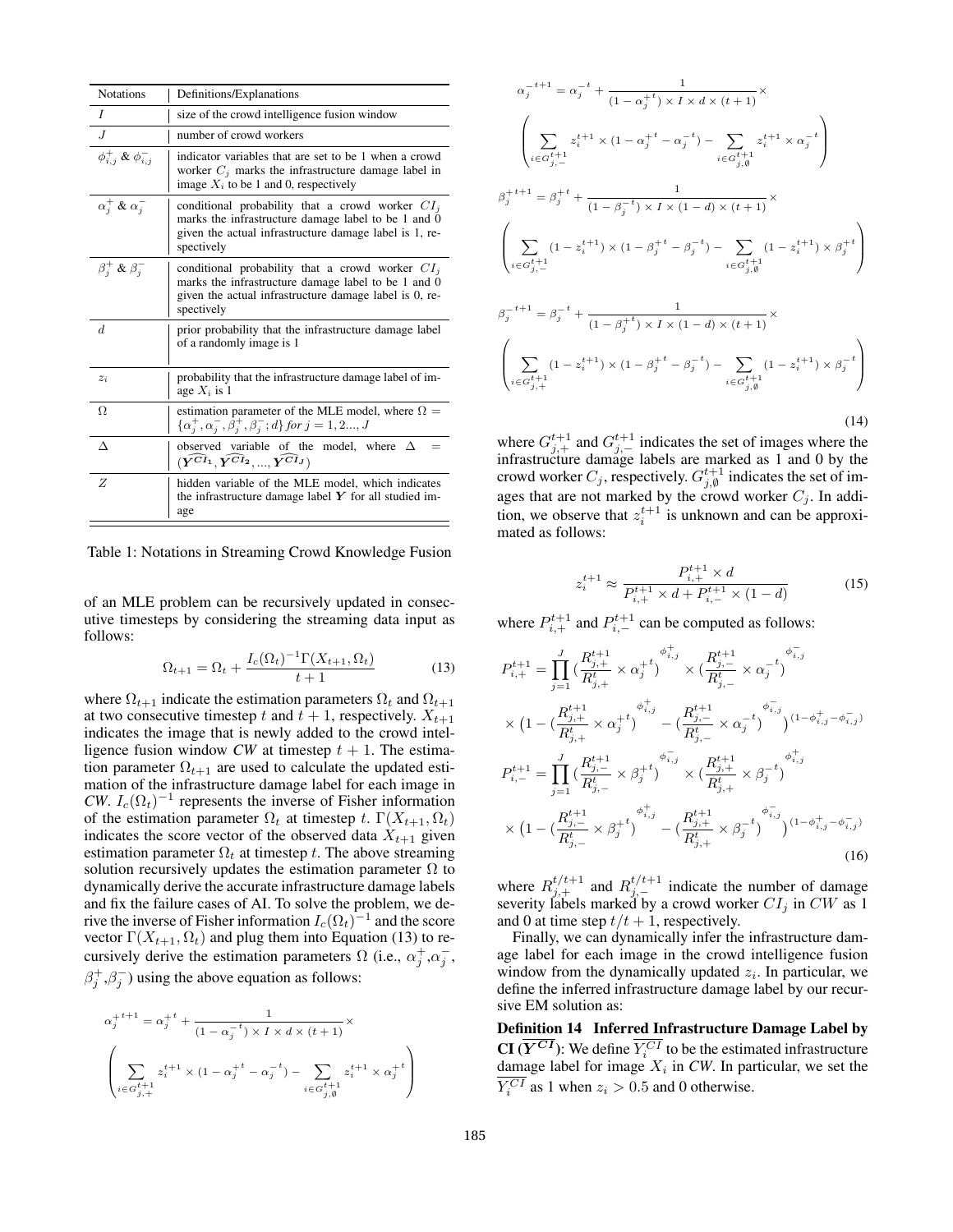| Notations | Definitions/Explanations |
|---|---|
| $I$ | size of the crowd intelligence fusion window |
| $J$ | number of crowd workers |
| $\phi_{i,j}^{+}$ & $\phi_{i,j}^{-}$ | indicator variables that are set to be 1 when a crowd worker $C_j$ marks the infrastructure damage label in image $X_i$ to be 1 and 0, respectively |
| $\alpha_j^{+}$ & $\alpha_j^{-}$ | conditional probability that a crowd worker $CI_j$ marks the infrastructure damage label to be 1 and 0 given the actual infrastructure damage label is 1, respectively |
| $\beta_j^{+}$ & $\beta_j^{-}$ | conditional probability that a crowd worker $CI_j$ marks the infrastructure damage label to be 1 and 0 given the actual infrastructure damage label is 0, respectively |
| $d$ | prior probability that the infrastructure damage label of a randomly image is 1 |
| $z_i$ | probability that the infrastructure damage label of image $X_i$ is 1 |
| $\Omega$ | estimation parameter of the MLE model, where $\Omega = \{\alpha_j^{+}, \alpha_j^{-}, \beta_j^{+}, \beta_j^{-}; d\}$ *for* $j = 1, 2..., J$ |
| $\Delta$ | observed variable of the model, where $\Delta = (\widehat{\boldsymbol{Y^{CI_1}}}, \widehat{\boldsymbol{Y^{CI_2}}}, ..., \widehat{\boldsymbol{Y^{CI_J}}})$ |
| $Z$ | hidden variable of the MLE model, which indicates the infrastructure damage label $\boldsymbol{Y}$ for all studied image |

Table 1: Notations in Streaming Crowd Knowledge Fusion

of an MLE problem can be recursively updated in consecutive timesteps by considering the streaming data input as follows:

$$\Omega_{t+1} = \Omega_t + \frac{I_c(\Omega_t)^{-1}\Gamma(X_{t+1}, \Omega_t)}{t+1} \tag{13}$$

where $\Omega_{t+1}$ indicate the estimation parameters $\Omega_t$ and $\Omega_{t+1}$ at two consecutive timestep $t$ and $t+1$, respectively. $X_{t+1}$ indicates the image that is newly added to the crowd intelligence fusion window *CW* at timestep $t+1$. The estimation parameter $\Omega_{t+1}$ are used to calculate the updated estimation of the infrastructure damage label for each image in *CW*. $I_c(\Omega_t)^{-1}$ represents the inverse of Fisher information of the estimation parameter $\Omega_t$ at timestep $t$. $\Gamma(X_{t+1}, \Omega_t)$ indicates the score vector of the observed data $X_{t+1}$ given estimation parameter $\Omega_t$ at timestep $t$. The above streaming solution recursively updates the estimation parameter $\Omega$ to dynamically derive the accurate infrastructure damage labels and fix the failure cases of AI. To solve the problem, we derive the inverse of Fisher information $I_c(\Omega_t)^{-1}$ and the score vector $\Gamma(X_{t+1}, \Omega_t)$ and plug them into Equation (13) to recursively derive the estimation parameters $\Omega$ (i.e., $\alpha_j^{+}$,$\alpha_j^{-}$, $\beta_j^{+}$,$\beta_j^{-}$) using the above equation as follows:

$$\begin{aligned}
\alpha_j^{+\,t+1} &= \alpha_j^{+\,t} + \frac{1}{(1-\alpha_j^{-\,t}) \times I \times d \times (t+1)} \times \\
&\left( \sum_{i \in G_{j,+}^{t+1}} z_i^{t+1} \times (1 - \alpha_j^{+\,t} - \alpha_j^{-\,t}) - \sum_{i \in G_{j,\emptyset}^{t+1}} z_i^{t+1} \times \alpha_j^{+\,t} \right) \\
\alpha_j^{-\,t+1} &= \alpha_j^{-\,t} + \frac{1}{(1-\alpha_j^{+\,t}) \times I \times d \times (t+1)} \times \\
&\left( \sum_{i \in G_{j,-}^{t+1}} z_i^{t+1} \times (1 - \alpha_j^{+\,t} - \alpha_j^{-\,t}) - \sum_{i \in G_{j,\emptyset}^{t+1}} z_i^{t+1} \times \alpha_j^{-\,t} \right) \\
\beta_j^{+\,t+1} &= \beta_j^{+\,t} + \frac{1}{(1-\beta_j^{-\,t}) \times I \times (1-d) \times (t+1)} \times \\
&\left( \sum_{i \in G_{j,-}^{t+1}} (1 - z_i^{t+1}) \times (1 - \beta_j^{+\,t} - \beta_j^{-\,t}) - \sum_{i \in G_{j,\emptyset}^{t+1}} (1 - z_i^{t+1}) \times \beta_j^{+\,t} \right) \\
\beta_j^{-\,t+1} &= \beta_j^{-\,t} + \frac{1}{(1-\beta_j^{+\,t}) \times I \times (1-d) \times (t+1)} \times \\
&\left( \sum_{i \in G_{j,+}^{t+1}} (1 - z_i^{t+1}) \times (1 - \beta_j^{+\,t} - \beta_j^{-\,t}) - \sum_{i \in G_{j,\emptyset}^{t+1}} (1 - z_i^{t+1}) \times \beta_j^{-\,t} \right)
\end{aligned} \tag{14}$$

where $G_{j,+}^{t+1}$ and $G_{j,-}^{t+1}$ indicates the set of images where the infrastructure damage labels are marked as 1 and 0 by the crowd worker $C_j$, respectively. $G_{j,\emptyset}^{t+1}$ indicates the set of images that are not marked by the crowd worker $C_j$. In addition, we observe that $z_i^{t+1}$ is unknown and can be approximated as follows:

$$z_i^{t+1} \approx \frac{P_{i,+}^{t+1} \times d}{P_{i,+}^{t+1} \times d + P_{i,-}^{t+1} \times (1-d)} \tag{15}$$

where $P_{i,+}^{t+1}$ and $P_{i,-}^{t+1}$ can be computed as follows:

$$\begin{aligned}
P_{i,+}^{t+1} &= \prod_{j=1}^{J} \left(\frac{R_{j,+}^{t+1}}{R_{j,+}^{t}} \times \alpha_j^{+\,t}\right)^{\phi_{i,j}^{+}} \times \left(\frac{R_{j,-}^{t+1}}{R_{j,-}^{t}} \times \alpha_j^{-\,t}\right)^{\phi_{i,j}^{-}} \\
&\times \left(1 - \left(\frac{R_{j,+}^{t+1}}{R_{j,+}^{t}} \times \alpha_j^{+\,t}\right)^{\phi_{i,j}^{+}} - \left(\frac{R_{j,-}^{t+1}}{R_{j,-}^{t}} \times \alpha_j^{-\,t}\right)^{\phi_{i,j}^{-}}\right)^{(1-\phi_{i,j}^{+}-\phi_{i,j}^{-})} \\
P_{i,-}^{t+1} &= \prod_{j=1}^{J} \left(\frac{R_{j,-}^{t+1}}{R_{j,-}^{t}} \times \beta_j^{+\,t}\right)^{\phi_{i,j}^{-}} \times \left(\frac{R_{j,+}^{t+1}}{R_{j,+}^{t}} \times \beta_j^{-\,t}\right)^{\phi_{i,j}^{+}} \\
&\times \left(1 - \left(\frac{R_{j,-}^{t+1}}{R_{j,-}^{t}} \times \beta_j^{+\,t}\right)^{\phi_{i,j}^{+}} - \left(\frac{R_{j,+}^{t+1}}{R_{j,+}^{t}} \times \beta_j^{-\,t}\right)^{\phi_{i,j}^{-}}\right)^{(1-\phi_{i,j}^{+}-\phi_{i,j}^{-})}
\end{aligned} \tag{16}$$

where $R_{j,+}^{t/t+1}$ and $R_{j,-}^{t/t+1}$ indicate the number of damage severity labels marked by a crowd worker $CI_j$ in $CW$ as 1 and 0 at time step $t/t+1$, respectively.

Finally, we can dynamically infer the infrastructure damage label for each image in the crowd intelligence fusion window from the dynamically updated $z_i$. In particular, we define the inferred infrastructure damage label by our recursive EM solution as:

**Definition 14 Inferred Infrastructure Damage Label by CI ($\overline{\boldsymbol{Y^{CI}}}$)**: We define $\overline{Y_i^{CI}}$ to be the estimated infrastructure damage label for image $X_i$ in *CW*. In particular, we set the $\overline{Y_i^{CI}}$ as 1 when $z_i > 0.5$ and 0 otherwise.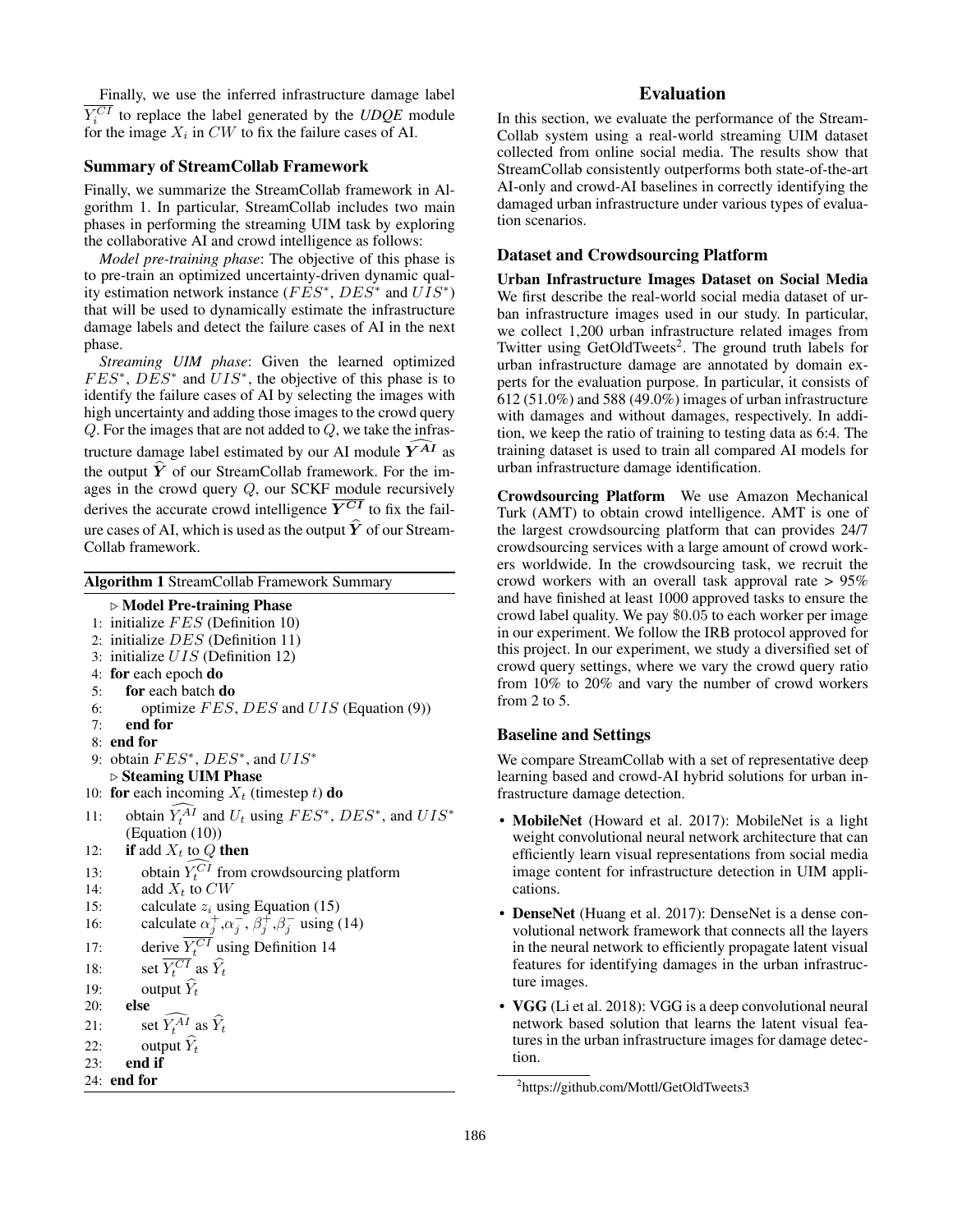Finally, we use the inferred infrastructure damage label $\overline{Y_i^{CI}}$ to replace the label generated by the *UDQE* module for the image $X_i$ in $CW$ to fix the failure cases of AI.

### Summary of StreamCollab Framework

Finally, we summarize the StreamCollab framework in Algorithm 1. In particular, StreamCollab includes two main phases in performing the streaming UIM task by exploring the collaborative AI and crowd intelligence as follows:

*Model pre-training phase*: The objective of this phase is to pre-train an optimized uncertainty-driven dynamic quality estimation network instance ($FES^*$, $DES^*$ and $UIS^*$) that will be used to dynamically estimate the infrastructure damage labels and detect the failure cases of AI in the next phase.

*Streaming UIM phase*: Given the learned optimized $FES^*$, $DES^*$ and $UIS^*$, the objective of this phase is to identify the failure cases of AI by selecting the images with high uncertainty and adding those images to the crowd query $Q$. For the images that are not added to $Q$, we take the infrastructure damage label estimated by our AI module $\widehat{\boldsymbol{Y^{AI}}}$ as the output $\widehat{\boldsymbol{Y}}$ of our StreamCollab framework. For the images in the crowd query $Q$, our SCKF module recursively derives the accurate crowd intelligence $\overline{\boldsymbol{Y^{CI}}}$ to fix the failure cases of AI, which is used as the output $\widehat{\boldsymbol{Y}}$ of our StreamCollab framework.

**Algorithm 1** StreamCollab Framework Summary

```
   ▷ Model Pre-training Phase
1: initialize FES (Definition 10)
2: initialize DES (Definition 11)
3: initialize UIS (Definition 12)
4: for each epoch do
5:    for each batch do
6:       optimize FES, DES and UIS (Equation (9))
7:    end for
8: end for
9: obtain FES*, DES*, and UIS*
   ▷ Steaming UIM Phase
10: for each incoming X_t (timestep t) do
11:    obtain Ŷ_t^AI and U_t using FES*, DES*, and UIS* (Equation (10))
12:    if add X_t to Q then
13:       obtain Ŷ_t^CI from crowdsourcing platform
14:       add X_t to CW
15:       calculate z_i using Equation (15)
16:       calculate α_j^+, α_j^-, β_j^+, β_j^- using (14)
17:       derive Ȳ_t^CI using Definition 14
18:       set Ȳ_t^CI as Ŷ_t
19:       output Ŷ_t
20:    else
21:       set Ŷ_t^AI as Ŷ_t
22:       output Ŷ_t
23:    end if
24: end for
```

## Evaluation

In this section, we evaluate the performance of the StreamCollab system using a real-world streaming UIM dataset collected from online social media. The results show that StreamCollab consistently outperforms both state-of-the-art AI-only and crowd-AI baselines in correctly identifying the damaged urban infrastructure under various types of evaluation scenarios.

### Dataset and Crowdsourcing Platform

**Urban Infrastructure Images Dataset on Social Media** We first describe the real-world social media dataset of urban infrastructure images used in our study. In particular, we collect 1,200 urban infrastructure related images from Twitter using GetOldTweets[2]. The ground truth labels for urban infrastructure damage are annotated by domain experts for the evaluation purpose. In particular, it consists of 612 (51.0%) and 588 (49.0%) images of urban infrastructure with damages and without damages, respectively. In addition, we keep the ratio of training to testing data as 6:4. The training dataset is used to train all compared AI models for urban infrastructure damage identification.

**Crowdsourcing Platform** We use Amazon Mechanical Turk (AMT) to obtain crowd intelligence. AMT is one of the largest crowdsourcing platform that can provides 24/7 crowdsourcing services with a large amount of crowd workers worldwide. In the crowdsourcing task, we recruit the crowd workers with an overall task approval rate > 95% and have finished at least 1000 approved tasks to ensure the crowd label quality. We pay \$0.05 to each worker per image in our experiment. We follow the IRB protocol approved for this project. In our experiment, we study a diversified set of crowd query settings, where we vary the crowd query ratio from 10% to 20% and vary the number of crowd workers from 2 to 5.

### Baseline and Settings

We compare StreamCollab with a set of representative deep learning based and crowd-AI hybrid solutions for urban infrastructure damage detection.

- **MobileNet** (Howard et al. 2017): MobileNet is a light weight convolutional neural network architecture that can efficiently learn visual representations from social media image content for infrastructure detection in UIM applications.
- **DenseNet** (Huang et al. 2017): DenseNet is a dense convolutional network framework that connects all the layers in the neural network to efficiently propagate latent visual features for identifying damages in the urban infrastructure images.
- **VGG** (Li et al. 2018): VGG is a deep convolutional neural network based solution that learns the latent visual features in the urban infrastructure images for damage detection.

[2] https://github.com/Mottl/GetOldTweets3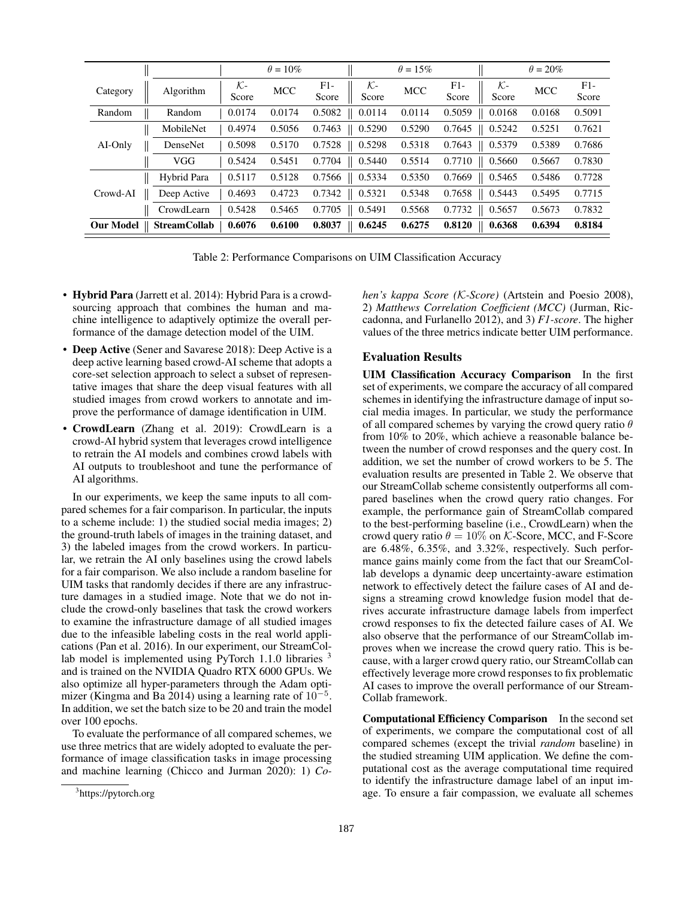| | | $\theta = 10\%$ | | | $\theta = 15\%$ | | | $\theta = 20\%$ | | |
|---|---|---|---|---|---|---|---|---|---|---|
| Category | Algorithm | $\mathcal{K}$-Score | MCC | F1-Score | $\mathcal{K}$-Score | MCC | F1-Score | $\mathcal{K}$-Score | MCC | F1-Score |
| Random | Random | 0.0174 | 0.0174 | 0.5082 | 0.0114 | 0.0114 | 0.5059 | 0.0168 | 0.0168 | 0.5091 |
| AI-Only | MobileNet | 0.4974 | 0.5056 | 0.7463 | 0.5290 | 0.5290 | 0.7645 | 0.5242 | 0.5251 | 0.7621 |
| | DenseNet | 0.5098 | 0.5170 | 0.7528 | 0.5298 | 0.5318 | 0.7643 | 0.5379 | 0.5389 | 0.7686 |
| | VGG | 0.5424 | 0.5451 | 0.7704 | 0.5440 | 0.5514 | 0.7710 | 0.5660 | 0.5667 | 0.7830 |
| Crowd-AI | Hybrid Para | 0.5117 | 0.5128 | 0.7566 | 0.5334 | 0.5350 | 0.7669 | 0.5465 | 0.5486 | 0.7728 |
| | Deep Active | 0.4693 | 0.4723 | 0.7342 | 0.5321 | 0.5348 | 0.7658 | 0.5443 | 0.5495 | 0.7715 |
| | CrowdLearn | 0.5428 | 0.5465 | 0.7705 | 0.5491 | 0.5568 | 0.7732 | 0.5657 | 0.5673 | 0.7832 |
| **Our Model** | **StreamCollab** | **0.6076** | **0.6100** | **0.8037** | **0.6245** | **0.6275** | **0.8120** | **0.6368** | **0.6394** | **0.8184** |

Table 2: Performance Comparisons on UIM Classification Accuracy

- **Hybrid Para** (Jarrett et al. 2014): Hybrid Para is a crowdsourcing approach that combines the human and machine intelligence to adaptively optimize the overall performance of the damage detection model of the UIM.
- **Deep Active** (Sener and Savarese 2018): Deep Active is a deep active learning based crowd-AI scheme that adopts a core-set selection approach to select a subset of representative images that share the deep visual features with all studied images from crowd workers to annotate and improve the performance of damage identification in UIM.
- **CrowdLearn** (Zhang et al. 2019): CrowdLearn is a crowd-AI hybrid system that leverages crowd intelligence to retrain the AI models and combines crowd labels with AI outputs to troubleshoot and tune the performance of AI algorithms.

In our experiments, we keep the same inputs to all compared schemes for a fair comparison. In particular, the inputs to a scheme include: 1) the studied social media images; 2) the ground-truth labels of images in the training dataset, and 3) the labeled images from the crowd workers. In particular, we retrain the AI only baselines using the crowd labels for a fair comparison. We also include a random baseline for UIM tasks that randomly decides if there are any infrastructure damages in a studied image. Note that we do not include the crowd-only baselines that task the crowd workers to examine the infrastructure damage of all studied images due to the infeasible labeling costs in the real world applications (Pan et al. 2016). In our experiment, our StreamCollab model is implemented using PyTorch 1.1.0 libraries [3] and is trained on the NVIDIA Quadro RTX 6000 GPUs. We also optimize all hyper-parameters through the Adam optimizer (Kingma and Ba 2014) using a learning rate of $10^{-5}$. In addition, we set the batch size to be 20 and train the model over 100 epochs.

To evaluate the performance of all compared schemes, we use three metrics that are widely adopted to evaluate the performance of image classification tasks in image processing and machine learning (Chicco and Jurman 2020): 1) *Cohen's kappa Score ($\mathcal{K}$-Score)* (Artstein and Poesio 2008), 2) *Matthews Correlation Coefficient (MCC)* (Jurman, Riccadonna, and Furlanello 2012), and 3) *F1-score*. The higher values of the three metrics indicate better UIM performance.

[3]https://pytorch.org

## Evaluation Results

**UIM Classification Accuracy Comparison** In the first set of experiments, we compare the accuracy of all compared schemes in identifying the infrastructure damage of input social media images. In particular, we study the performance of all compared schemes by varying the crowd query ratio $\theta$ from 10% to 20%, which achieve a reasonable balance between the number of crowd responses and the query cost. In addition, we set the number of crowd workers to be 5. The evaluation results are presented in Table 2. We observe that our StreamCollab scheme consistently outperforms all compared baselines when the crowd query ratio changes. For example, the performance gain of StreamCollab compared to the best-performing baseline (i.e., CrowdLearn) when the crowd query ratio $\theta = 10\%$ on $\mathcal{K}$-Score, MCC, and F-Score are 6.48%, 6.35%, and 3.32%, respectively. Such performance gains mainly come from the fact that our SreamCollab develops a dynamic deep uncertainty-aware estimation network to effectively detect the failure cases of AI and designs a streaming crowd knowledge fusion model that derives accurate infrastructure damage labels from imperfect crowd responses to fix the detected failure cases of AI. We also observe that the performance of our StreamCollab improves when we increase the crowd query ratio. This is because, with a larger crowd query ratio, our StreamCollab can effectively leverage more crowd responses to fix problematic AI cases to improve the overall performance of our StreamCollab framework.

**Computational Efficiency Comparison** In the second set of experiments, we compare the computational cost of all compared schemes (except the trivial *random* baseline) in the studied streaming UIM application. We define the computational cost as the average computational time required to identify the infrastructure damage label of an input image. To ensure a fair compassion, we evaluate all schemes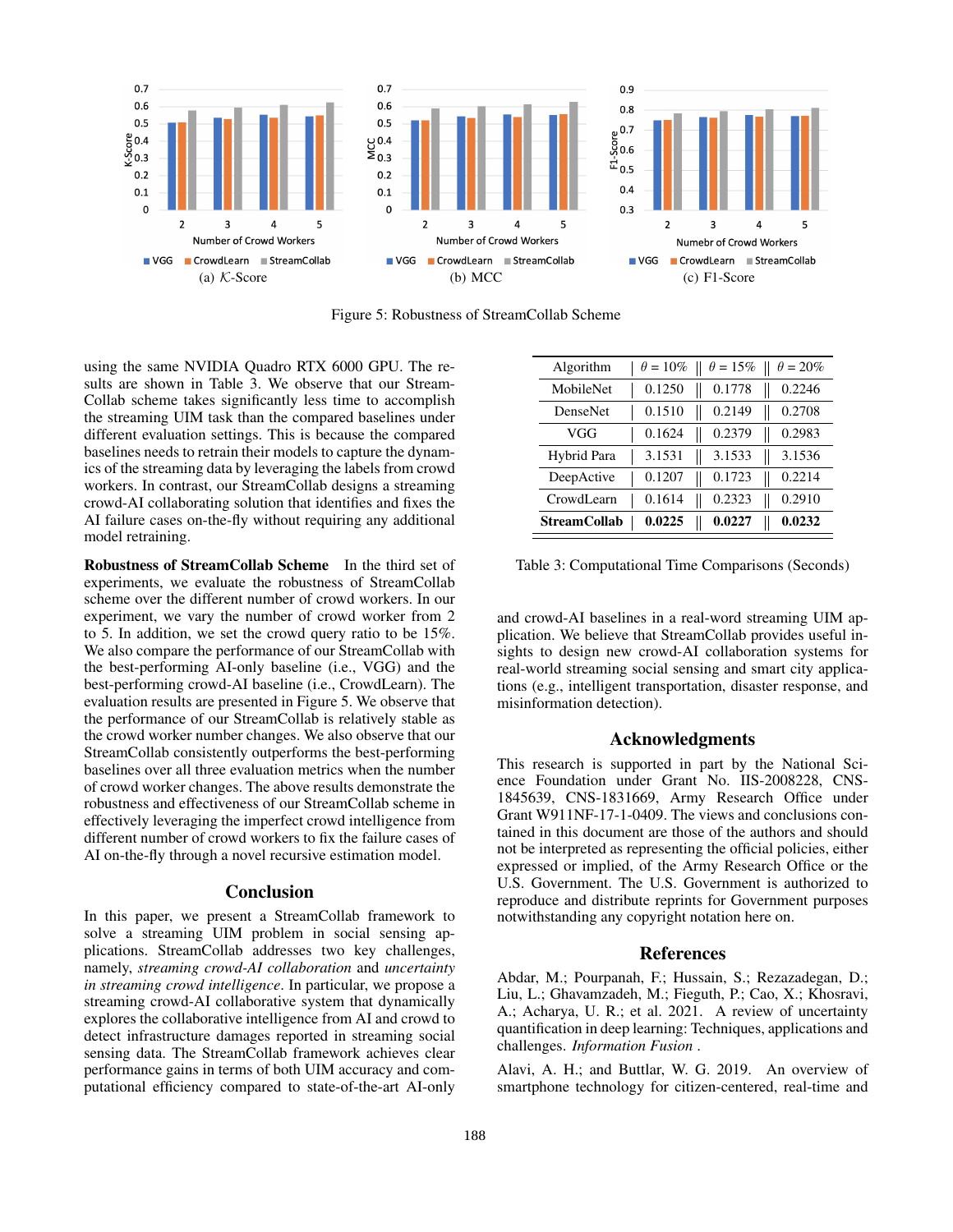(a) $\mathcal{K}$-Score

(b) MCC

(c) F1-Score

Figure 5: Robustness of StreamCollab Scheme

using the same NVIDIA Quadro RTX 6000 GPU. The results are shown in Table 3. We observe that our StreamCollab scheme takes significantly less time to accomplish the streaming UIM task than the compared baselines under different evaluation settings. This is because the compared baselines needs to retrain their models to capture the dynamics of the streaming data by leveraging the labels from crowd workers. In contrast, our StreamCollab designs a streaming crowd-AI collaborating solution that identifies and fixes the AI failure cases on-the-fly without requiring any additional model retraining.

**Robustness of StreamCollab Scheme** In the third set of experiments, we evaluate the robustness of StreamCollab scheme over the different number of crowd workers. In our experiment, we vary the number of crowd worker from 2 to 5. In addition, we set the crowd query ratio to be 15%. We also compare the performance of our StreamCollab with the best-performing AI-only baseline (i.e., VGG) and the best-performing crowd-AI baseline (i.e., CrowdLearn). The evaluation results are presented in Figure 5. We observe that the performance of our StreamCollab is relatively stable as the crowd worker number changes. We also observe that our StreamCollab consistently outperforms the best-performing baselines over all three evaluation metrics when the number of crowd worker changes. The above results demonstrate the robustness and effectiveness of our StreamCollab scheme in effectively leveraging the imperfect crowd intelligence from different number of crowd workers to fix the failure cases of AI on-the-fly through a novel recursive estimation model.

## Conclusion

In this paper, we present a StreamCollab framework to solve a streaming UIM problem in social sensing applications. StreamCollab addresses two key challenges, namely, *streaming crowd-AI collaboration* and *uncertainty in streaming crowd intelligence*. In particular, we propose a streaming crowd-AI collaborative system that dynamically explores the collaborative intelligence from AI and crowd to detect infrastructure damages reported in streaming social sensing data. The StreamCollab framework achieves clear performance gains in terms of both UIM accuracy and computational efficiency compared to state-of-the-art AI-only and crowd-AI baselines in a real-word streaming UIM application. We believe that StreamCollab provides useful insights to design new crowd-AI collaboration systems for real-world streaming social sensing and smart city applications (e.g., intelligent transportation, disaster response, and misinformation detection).

| Algorithm | $\theta = 10\%$ | $\theta = 15\%$ | $\theta = 20\%$ |
|---|---|---|---|
| MobileNet | 0.1250 | 0.1778 | 0.2246 |
| DenseNet | 0.1510 | 0.2149 | 0.2708 |
| VGG | 0.1624 | 0.2379 | 0.2983 |
| Hybrid Para | 3.1531 | 3.1533 | 3.1536 |
| DeepActive | 0.1207 | 0.1723 | 0.2214 |
| CrowdLearn | 0.1614 | 0.2323 | 0.2910 |
| **StreamCollab** | **0.0225** | **0.0227** | **0.0232** |

Table 3: Computational Time Comparisons (Seconds)

## Acknowledgments

This research is supported in part by the National Science Foundation under Grant No. IIS-2008228, CNS-1845639, CNS-1831669, Army Research Office under Grant W911NF-17-1-0409. The views and conclusions contained in this document are those of the authors and should not be interpreted as representing the official policies, either expressed or implied, of the Army Research Office or the U.S. Government. The U.S. Government is authorized to reproduce and distribute reprints for Government purposes notwithstanding any copyright notation here on.

## References

Abdar, M.; Pourpanah, F.; Hussain, S.; Rezazadegan, D.; Liu, L.; Ghavamzadeh, M.; Fieguth, P.; Cao, X.; Khosravi, A.; Acharya, U. R.; et al. 2021. A review of uncertainty quantification in deep learning: Techniques, applications and challenges. *Information Fusion* .

Alavi, A. H.; and Buttlar, W. G. 2019. An overview of smartphone technology for citizen-centered, real-time and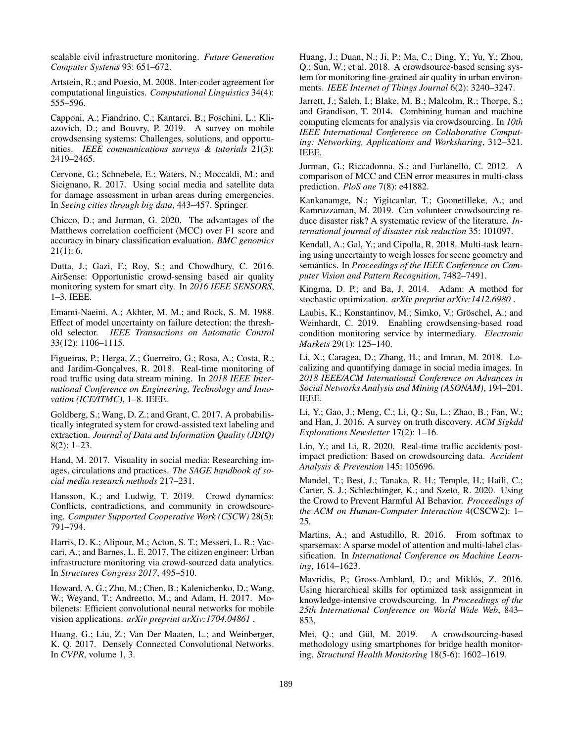scalable civil infrastructure monitoring. *Future Generation Computer Systems* 93: 651–672.

Artstein, R.; and Poesio, M. 2008. Inter-coder agreement for computational linguistics. *Computational Linguistics* 34(4): 555–596.

Capponi, A.; Fiandrino, C.; Kantarci, B.; Foschini, L.; Kliazovich, D.; and Bouvry, P. 2019. A survey on mobile crowdsensing systems: Challenges, solutions, and opportunities. *IEEE communications surveys & tutorials* 21(3): 2419–2465.

Cervone, G.; Schnebele, E.; Waters, N.; Moccaldi, M.; and Sicignano, R. 2017. Using social media and satellite data for damage assessment in urban areas during emergencies. In *Seeing cities through big data*, 443–457. Springer.

Chicco, D.; and Jurman, G. 2020. The advantages of the Matthews correlation coefficient (MCC) over F1 score and accuracy in binary classification evaluation. *BMC genomics* 21(1): 6.

Dutta, J.; Gazi, F.; Roy, S.; and Chowdhury, C. 2016. AirSense: Opportunistic crowd-sensing based air quality monitoring system for smart city. In *2016 IEEE SENSORS*, 1–3. IEEE.

Emami-Naeini, A.; Akhter, M. M.; and Rock, S. M. 1988. Effect of model uncertainty on failure detection: the threshold selector. *IEEE Transactions on Automatic Control* 33(12): 1106–1115.

Figueiras, P.; Herga, Z.; Guerreiro, G.; Rosa, A.; Costa, R.; and Jardim-Gonçalves, R. 2018. Real-time monitoring of road traffic using data stream mining. In *2018 IEEE International Conference on Engineering, Technology and Innovation (ICE/ITMC)*, 1–8. IEEE.

Goldberg, S.; Wang, D. Z.; and Grant, C. 2017. A probabilistically integrated system for crowd-assisted text labeling and extraction. *Journal of Data and Information Quality (JDIQ)* 8(2): 1–23.

Hand, M. 2017. Visuality in social media: Researching images, circulations and practices. *The SAGE handbook of social media research methods* 217–231.

Hansson, K.; and Ludwig, T. 2019. Crowd dynamics: Conflicts, contradictions, and community in crowdsourcing. *Computer Supported Cooperative Work (CSCW)* 28(5): 791–794.

Harris, D. K.; Alipour, M.; Acton, S. T.; Messeri, L. R.; Vaccari, A.; and Barnes, L. E. 2017. The citizen engineer: Urban infrastructure monitoring via crowd-sourced data analytics. In *Structures Congress 2017*, 495–510.

Howard, A. G.; Zhu, M.; Chen, B.; Kalenichenko, D.; Wang, W.; Weyand, T.; Andreetto, M.; and Adam, H. 2017. Mobilenets: Efficient convolutional neural networks for mobile vision applications. *arXiv preprint arXiv:1704.04861* .

Huang, G.; Liu, Z.; Van Der Maaten, L.; and Weinberger, K. Q. 2017. Densely Connected Convolutional Networks. In *CVPR*, volume 1, 3.

Huang, J.; Duan, N.; Ji, P.; Ma, C.; Ding, Y.; Yu, Y.; Zhou, Q.; Sun, W.; et al. 2018. A crowdsource-based sensing system for monitoring fine-grained air quality in urban environments. *IEEE Internet of Things Journal* 6(2): 3240–3247.

Jarrett, J.; Saleh, I.; Blake, M. B.; Malcolm, R.; Thorpe, S.; and Grandison, T. 2014. Combining human and machine computing elements for analysis via crowdsourcing. In *10th IEEE International Conference on Collaborative Computing: Networking, Applications and Worksharing*, 312–321. IEEE.

Jurman, G.; Riccadonna, S.; and Furlanello, C. 2012. A comparison of MCC and CEN error measures in multi-class prediction. *PloS one* 7(8): e41882.

Kankanamge, N.; Yigitcanlar, T.; Goonetilleke, A.; and Kamruzzaman, M. 2019. Can volunteer crowdsourcing reduce disaster risk? A systematic review of the literature. *International journal of disaster risk reduction* 35: 101097.

Kendall, A.; Gal, Y.; and Cipolla, R. 2018. Multi-task learning using uncertainty to weigh losses for scene geometry and semantics. In *Proceedings of the IEEE Conference on Computer Vision and Pattern Recognition*, 7482–7491.

Kingma, D. P.; and Ba, J. 2014. Adam: A method for stochastic optimization. *arXiv preprint arXiv:1412.6980* .

Laubis, K.; Konstantinov, M.; Simko, V.; Gröschel, A.; and Weinhardt, C. 2019. Enabling crowdsensing-based road condition monitoring service by intermediary. *Electronic Markets* 29(1): 125–140.

Li, X.; Caragea, D.; Zhang, H.; and Imran, M. 2018. Localizing and quantifying damage in social media images. In *2018 IEEE/ACM International Conference on Advances in Social Networks Analysis and Mining (ASONAM)*, 194–201. IEEE.

Li, Y.; Gao, J.; Meng, C.; Li, Q.; Su, L.; Zhao, B.; Fan, W.; and Han, J. 2016. A survey on truth discovery. *ACM Sigkdd Explorations Newsletter* 17(2): 1–16.

Lin, Y.; and Li, R. 2020. Real-time traffic accidents post-impact prediction: Based on crowdsourcing data. *Accident Analysis & Prevention* 145: 105696.

Mandel, T.; Best, J.; Tanaka, R. H.; Temple, H.; Haili, C.; Carter, S. J.; Schlechtinger, K.; and Szeto, R. 2020. Using the Crowd to Prevent Harmful AI Behavior. *Proceedings of the ACM on Human-Computer Interaction* 4(CSCW2): 1–25.

Martins, A.; and Astudillo, R. 2016. From softmax to sparsemax: A sparse model of attention and multi-label classification. In *International Conference on Machine Learning*, 1614–1623.

Mavridis, P.; Gross-Amblard, D.; and Miklós, Z. 2016. Using hierarchical skills for optimized task assignment in knowledge-intensive crowdsourcing. In *Proceedings of the 25th International Conference on World Wide Web*, 843–853.

Mei, Q.; and Gül, M. 2019. A crowdsourcing-based methodology using smartphones for bridge health monitoring. *Structural Health Monitoring* 18(5-6): 1602–1619.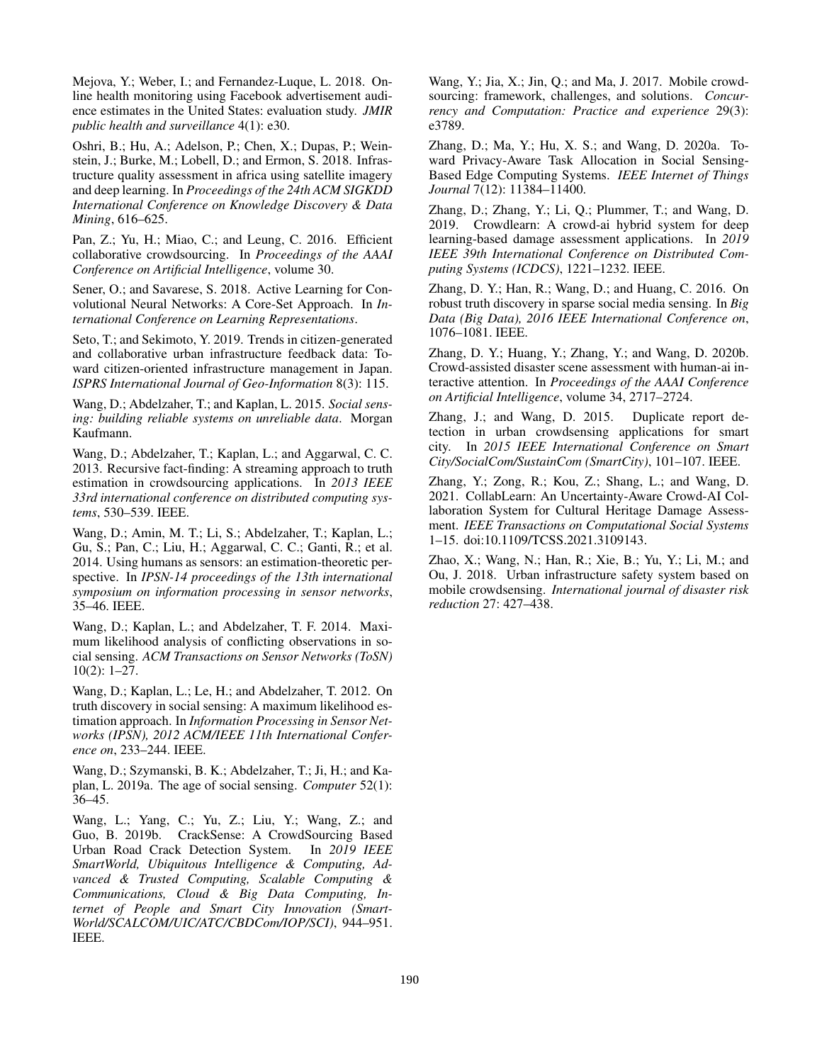Mejova, Y.; Weber, I.; and Fernandez-Luque, L. 2018. Online health monitoring using Facebook advertisement audience estimates in the United States: evaluation study. *JMIR public health and surveillance* 4(1): e30.

Oshri, B.; Hu, A.; Adelson, P.; Chen, X.; Dupas, P.; Weinstein, J.; Burke, M.; Lobell, D.; and Ermon, S. 2018. Infrastructure quality assessment in africa using satellite imagery and deep learning. In *Proceedings of the 24th ACM SIGKDD International Conference on Knowledge Discovery & Data Mining*, 616–625.

Pan, Z.; Yu, H.; Miao, C.; and Leung, C. 2016. Efficient collaborative crowdsourcing. In *Proceedings of the AAAI Conference on Artificial Intelligence*, volume 30.

Sener, O.; and Savarese, S. 2018. Active Learning for Convolutional Neural Networks: A Core-Set Approach. In *International Conference on Learning Representations*.

Seto, T.; and Sekimoto, Y. 2019. Trends in citizen-generated and collaborative urban infrastructure feedback data: Toward citizen-oriented infrastructure management in Japan. *ISPRS International Journal of Geo-Information* 8(3): 115.

Wang, D.; Abdelzaher, T.; and Kaplan, L. 2015. *Social sensing: building reliable systems on unreliable data*. Morgan Kaufmann.

Wang, D.; Abdelzaher, T.; Kaplan, L.; and Aggarwal, C. C. 2013. Recursive fact-finding: A streaming approach to truth estimation in crowdsourcing applications. In *2013 IEEE 33rd international conference on distributed computing systems*, 530–539. IEEE.

Wang, D.; Amin, M. T.; Li, S.; Abdelzaher, T.; Kaplan, L.; Gu, S.; Pan, C.; Liu, H.; Aggarwal, C. C.; Ganti, R.; et al. 2014. Using humans as sensors: an estimation-theoretic perspective. In *IPSN-14 proceedings of the 13th international symposium on information processing in sensor networks*, 35–46. IEEE.

Wang, D.; Kaplan, L.; and Abdelzaher, T. F. 2014. Maximum likelihood analysis of conflicting observations in social sensing. *ACM Transactions on Sensor Networks (ToSN)* 10(2): 1–27.

Wang, D.; Kaplan, L.; Le, H.; and Abdelzaher, T. 2012. On truth discovery in social sensing: A maximum likelihood estimation approach. In *Information Processing in Sensor Networks (IPSN), 2012 ACM/IEEE 11th International Conference on*, 233–244. IEEE.

Wang, D.; Szymanski, B. K.; Abdelzaher, T.; Ji, H.; and Kaplan, L. 2019a. The age of social sensing. *Computer* 52(1): 36–45.

Wang, L.; Yang, C.; Yu, Z.; Liu, Y.; Wang, Z.; and Guo, B. 2019b. CrackSense: A CrowdSourcing Based Urban Road Crack Detection System. In *2019 IEEE SmartWorld, Ubiquitous Intelligence & Computing, Advanced & Trusted Computing, Scalable Computing & Communications, Cloud & Big Data Computing, Internet of People and Smart City Innovation (SmartWorld/SCALCOM/UIC/ATC/CBDCom/IOP/SCI)*, 944–951. IEEE.

Wang, Y.; Jia, X.; Jin, Q.; and Ma, J. 2017. Mobile crowdsourcing: framework, challenges, and solutions. *Concurrency and Computation: Practice and experience* 29(3): e3789.

Zhang, D.; Ma, Y.; Hu, X. S.; and Wang, D. 2020a. Toward Privacy-Aware Task Allocation in Social Sensing-Based Edge Computing Systems. *IEEE Internet of Things Journal* 7(12): 11384–11400.

Zhang, D.; Zhang, Y.; Li, Q.; Plummer, T.; and Wang, D. 2019. Crowdlearn: A crowd-ai hybrid system for deep learning-based damage assessment applications. In *2019 IEEE 39th International Conference on Distributed Computing Systems (ICDCS)*, 1221–1232. IEEE.

Zhang, D. Y.; Han, R.; Wang, D.; and Huang, C. 2016. On robust truth discovery in sparse social media sensing. In *Big Data (Big Data), 2016 IEEE International Conference on*, 1076–1081. IEEE.

Zhang, D. Y.; Huang, Y.; Zhang, Y.; and Wang, D. 2020b. Crowd-assisted disaster scene assessment with human-ai interactive attention. In *Proceedings of the AAAI Conference on Artificial Intelligence*, volume 34, 2717–2724.

Zhang, J.; and Wang, D. 2015. Duplicate report detection in urban crowdsensing applications for smart city. In *2015 IEEE International Conference on Smart City/SocialCom/SustainCom (SmartCity)*, 101–107. IEEE.

Zhang, Y.; Zong, R.; Kou, Z.; Shang, L.; and Wang, D. 2021. CollabLearn: An Uncertainty-Aware Crowd-AI Collaboration System for Cultural Heritage Damage Assessment. *IEEE Transactions on Computational Social Systems* 1–15. doi:10.1109/TCSS.2021.3109143.

Zhao, X.; Wang, N.; Han, R.; Xie, B.; Yu, Y.; Li, M.; and Ou, J. 2018. Urban infrastructure safety system based on mobile crowdsensing. *International journal of disaster risk reduction* 27: 427–438.